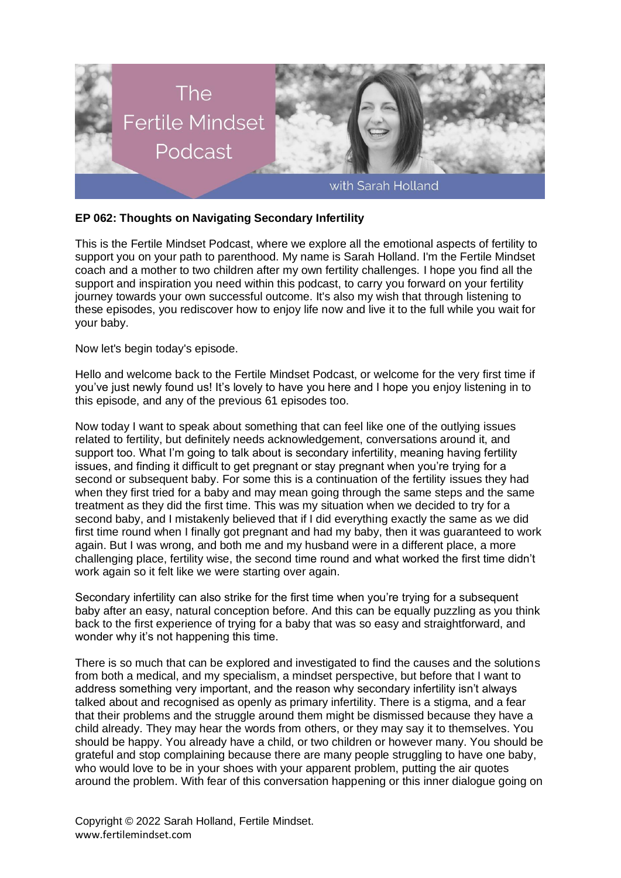**EP 062: Thoughts on Navigating Secondary Infertility**

This is the Fertile Mindset Podcast, where we explore all the emotional aspects of fertility to support you on your path to parenthood. My name is Sarah Holland. I'm the Fertile Mindset coach and a mother to two children after my own fertility challenges. I hope you find all the support and inspiration you need within this podcast, to carry you forward on your fertility journey towards your own successful outcome. It's also my wish that through listening to these episodes, you rediscover how to enjoy life now and live it to the full while you wait for your baby.

Now let's begin today's episode.

Hello and welcome back to the Fertile Mindset Podcast, or welcome for the very first time if you've just newly found us! It's lovely to have you here and I hope you enjoy listening in to this episode, and any of the previous 61 episodes too.

Now today I want to speak about something that can feel like one of the outlying issues related to fertility, but definitely needs acknowledgement, conversations around it, and support too. What I'm going to talk about is secondary infertility, meaning having fertility issues, and finding it difficult to get pregnant or stay pregnant when you're trying for a second or subsequent baby. For some this is a continuation of the fertility issues they had when they first tried for a baby and may mean going through the same steps and the same treatment as they did the first time. This was my situation when we decided to try for a second baby, and I mistakenly believed that if I did everything exactly the same as we did first time round when I finally got pregnant and had my baby, then it was guaranteed to work again. But I was wrong, and both me and my husband were in a different place, a more challenging place, fertility wise, the second time round and what worked the first time didn't work again so it felt like we were starting over again.

Secondary infertility can also strike for the first time when you're trying for a subsequent baby after an easy, natural conception before. And this can be equally puzzling as you think back to the first experience of trying for a baby that was so easy and straightforward, and wonder why it's not happening this time.

There is so much that can be explored and investigated to find the causes and the solutions from both a medical, and my specialism, a mindset perspective, but before that I want to address something very important, and the reason why secondary infertility isn't always talked about and recognised as openly as primary infertility. There is a stigma, and a fear that their problems and the struggle around them might be dismissed because they have a child already. They may hear the words from others, or they may say it to themselves. You should be happy. You already have a child, or two children or however many. You should be grateful and stop complaining because there are many people struggling to have one baby, who would love to be in your shoes with your apparent problem, putting the air quotes around the problem. With fear of this conversation happening or this inner dialogue going on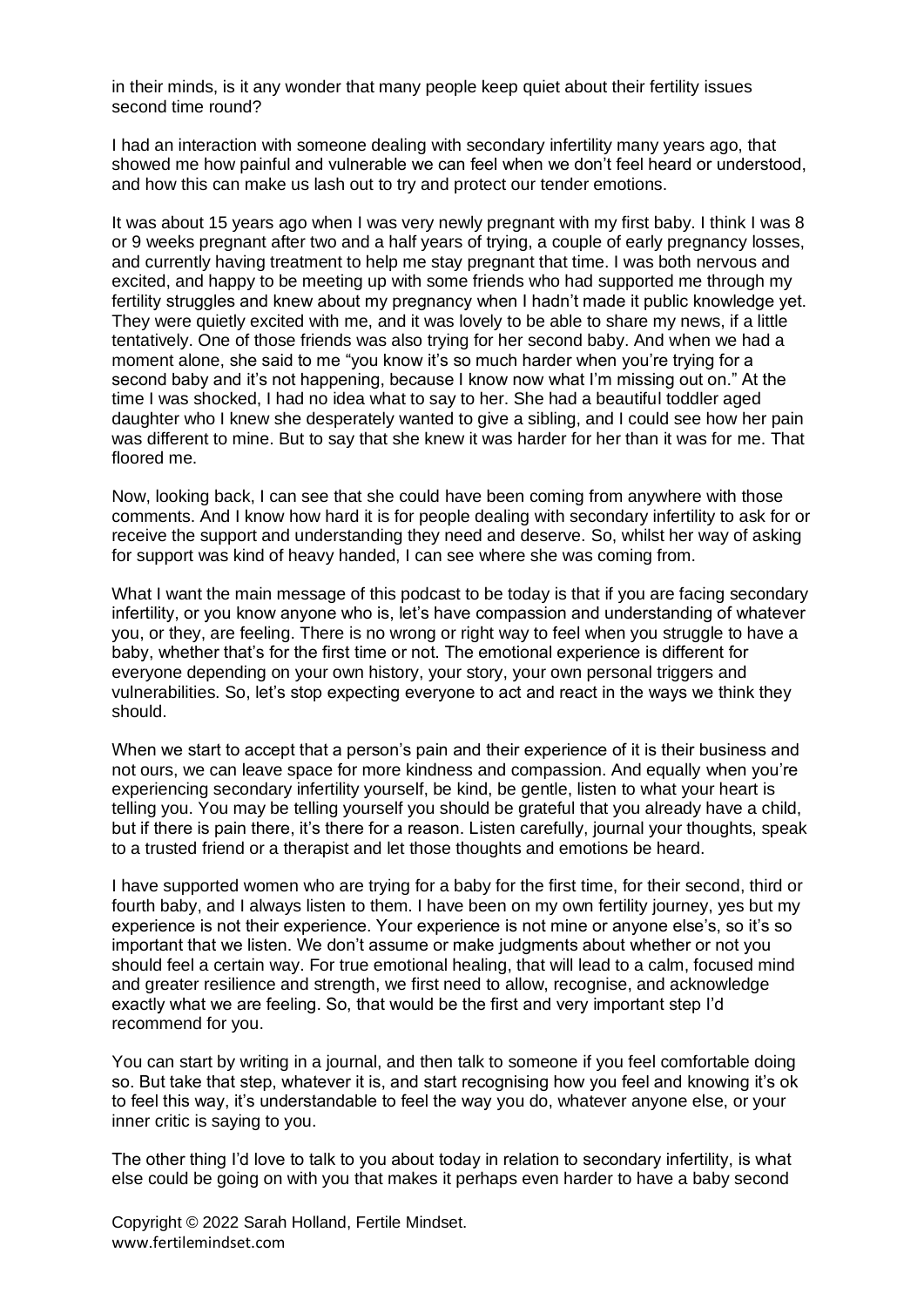in their minds, is it any wonder that many people keep quiet about their fertility issues second time round?

I had an interaction with someone dealing with secondary infertility many years ago, that showed me how painful and vulnerable we can feel when we don't feel heard or understood, and how this can make us lash out to try and protect our tender emotions.

It was about 15 years ago when I was very newly pregnant with my first baby. I think I was 8 or 9 weeks pregnant after two and a half years of trying, a couple of early pregnancy losses, and currently having treatment to help me stay pregnant that time. I was both nervous and excited, and happy to be meeting up with some friends who had supported me through my fertility struggles and knew about my pregnancy when I hadn't made it public knowledge yet. They were quietly excited with me, and it was lovely to be able to share my news, if a little tentatively. One of those friends was also trying for her second baby. And when we had a moment alone, she said to me "you know it's so much harder when you're trying for a second baby and it's not happening, because I know now what I'm missing out on." At the time I was shocked, I had no idea what to say to her. She had a beautiful toddler aged daughter who I knew she desperately wanted to give a sibling, and I could see how her pain was different to mine. But to say that she knew it was harder for her than it was for me. That floored me.

Now, looking back, I can see that she could have been coming from anywhere with those comments. And I know how hard it is for people dealing with secondary infertility to ask for or receive the support and understanding they need and deserve. So, whilst her way of asking for support was kind of heavy handed, I can see where she was coming from.

What I want the main message of this podcast to be today is that if you are facing secondary infertility, or you know anyone who is, let's have compassion and understanding of whatever you, or they, are feeling. There is no wrong or right way to feel when you struggle to have a baby, whether that's for the first time or not. The emotional experience is different for everyone depending on your own history, your story, your own personal triggers and vulnerabilities. So, let's stop expecting everyone to act and react in the ways we think they should.

When we start to accept that a person's pain and their experience of it is their business and not ours, we can leave space for more kindness and compassion. And equally when you're experiencing secondary infertility yourself, be kind, be gentle, listen to what your heart is telling you. You may be telling yourself you should be grateful that you already have a child, but if there is pain there, it's there for a reason. Listen carefully, journal your thoughts, speak to a trusted friend or a therapist and let those thoughts and emotions be heard.

I have supported women who are trying for a baby for the first time, for their second, third or fourth baby, and I always listen to them. I have been on my own fertility journey, yes but my experience is not their experience. Your experience is not mine or anyone else's, so it's so important that we listen. We don't assume or make judgments about whether or not you should feel a certain way. For true emotional healing, that will lead to a calm, focused mind and greater resilience and strength, we first need to allow, recognise, and acknowledge exactly what we are feeling. So, that would be the first and very important step I'd recommend for you.

You can start by writing in a journal, and then talk to someone if you feel comfortable doing so. But take that step, whatever it is, and start recognising how you feel and knowing it's ok to feel this way, it's understandable to feel the way you do, whatever anyone else, or your inner critic is saying to you.

The other thing I'd love to talk to you about today in relation to secondary infertility, is what else could be going on with you that makes it perhaps even harder to have a baby second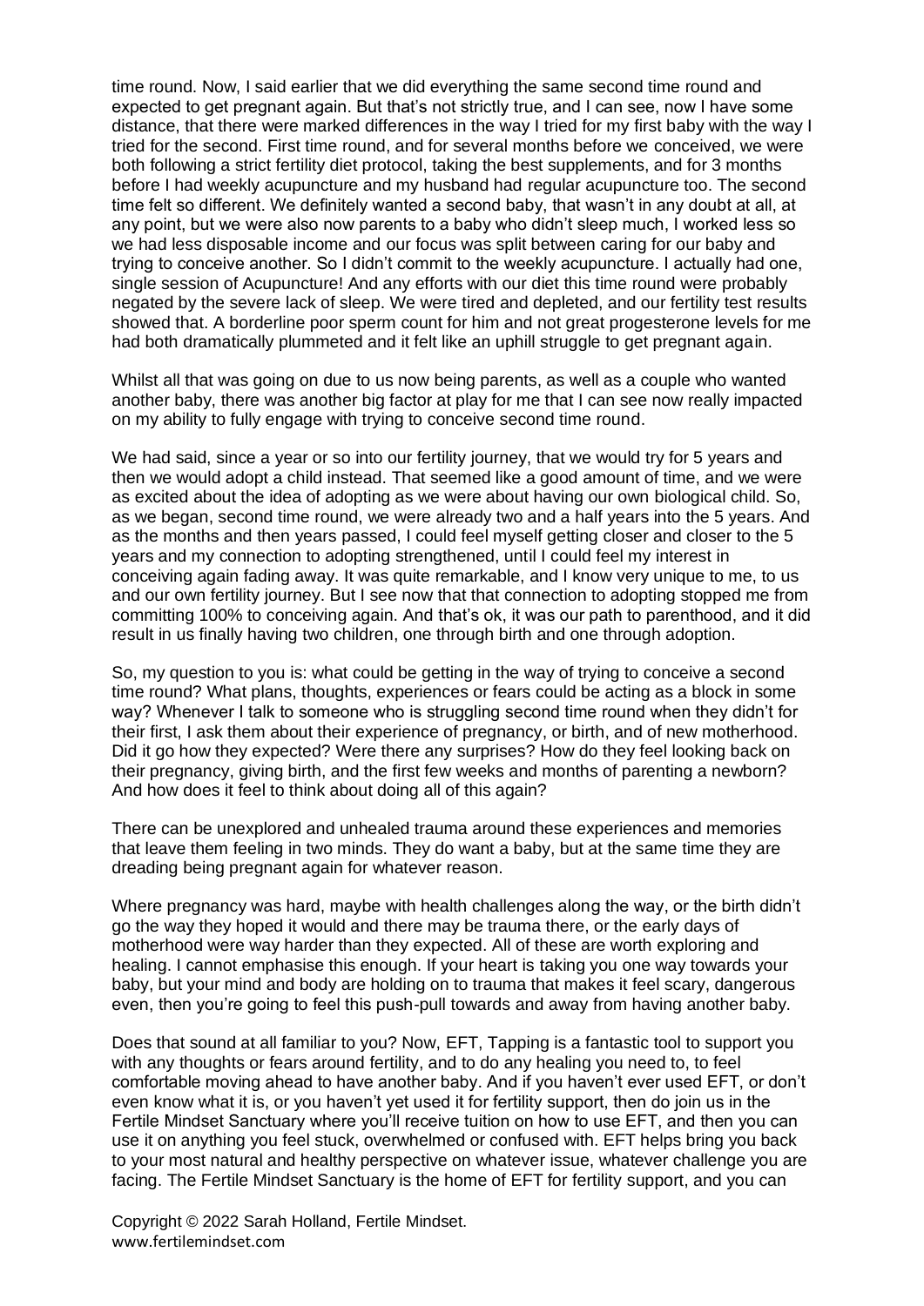time round. Now, I said earlier that we did everything the same second time round and expected to get pregnant again. But that's not strictly true, and I can see, now I have some distance, that there were marked differences in the way I tried for my first baby with the way I tried for the second. First time round, and for several months before we conceived, we were both following a strict fertility diet protocol, taking the best supplements, and for 3 months before I had weekly acupuncture and my husband had regular acupuncture too. The second time felt so different. We definitely wanted a second baby, that wasn't in any doubt at all, at any point, but we were also now parents to a baby who didn't sleep much, I worked less so we had less disposable income and our focus was split between caring for our baby and trying to conceive another. So I didn't commit to the weekly acupuncture. I actually had one, single session of Acupuncture! And any efforts with our diet this time round were probably negated by the severe lack of sleep. We were tired and depleted, and our fertility test results showed that. A borderline poor sperm count for him and not great progesterone levels for me had both dramatically plummeted and it felt like an uphill struggle to get pregnant again.

Whilst all that was going on due to us now being parents, as well as a couple who wanted another baby, there was another big factor at play for me that I can see now really impacted on my ability to fully engage with trying to conceive second time round.

We had said, since a year or so into our fertility journey, that we would try for 5 years and then we would adopt a child instead. That seemed like a good amount of time, and we were as excited about the idea of adopting as we were about having our own biological child. So, as we began, second time round, we were already two and a half years into the 5 years. And as the months and then years passed, I could feel myself getting closer and closer to the 5 years and my connection to adopting strengthened, until I could feel my interest in conceiving again fading away. It was quite remarkable, and I know very unique to me, to us and our own fertility journey. But I see now that that connection to adopting stopped me from committing 100% to conceiving again. And that's ok, it was our path to parenthood, and it did result in us finally having two children, one through birth and one through adoption.

So, my question to you is: what could be getting in the way of trying to conceive a second time round? What plans, thoughts, experiences or fears could be acting as a block in some way? Whenever I talk to someone who is struggling second time round when they didn't for their first, I ask them about their experience of pregnancy, or birth, and of new motherhood. Did it go how they expected? Were there any surprises? How do they feel looking back on their pregnancy, giving birth, and the first few weeks and months of parenting a newborn? And how does it feel to think about doing all of this again?

There can be unexplored and unhealed trauma around these experiences and memories that leave them feeling in two minds. They do want a baby, but at the same time they are dreading being pregnant again for whatever reason.

Where pregnancy was hard, maybe with health challenges along the way, or the birth didn't go the way they hoped it would and there may be trauma there, or the early days of motherhood were way harder than they expected. All of these are worth exploring and healing. I cannot emphasise this enough. If your heart is taking you one way towards your baby, but your mind and body are holding on to trauma that makes it feel scary, dangerous even, then you're going to feel this push-pull towards and away from having another baby.

Does that sound at all familiar to you? Now, EFT, Tapping is a fantastic tool to support you with any thoughts or fears around fertility, and to do any healing you need to, to feel comfortable moving ahead to have another baby. And if you haven't ever used EFT, or don't even know what it is, or you haven't yet used it for fertility support, then do join us in the Fertile Mindset Sanctuary where you'll receive tuition on how to use EFT, and then you can use it on anything you feel stuck, overwhelmed or confused with. EFT helps bring you back to your most natural and healthy perspective on whatever issue, whatever challenge you are facing. The Fertile Mindset Sanctuary is the home of EFT for fertility support, and you can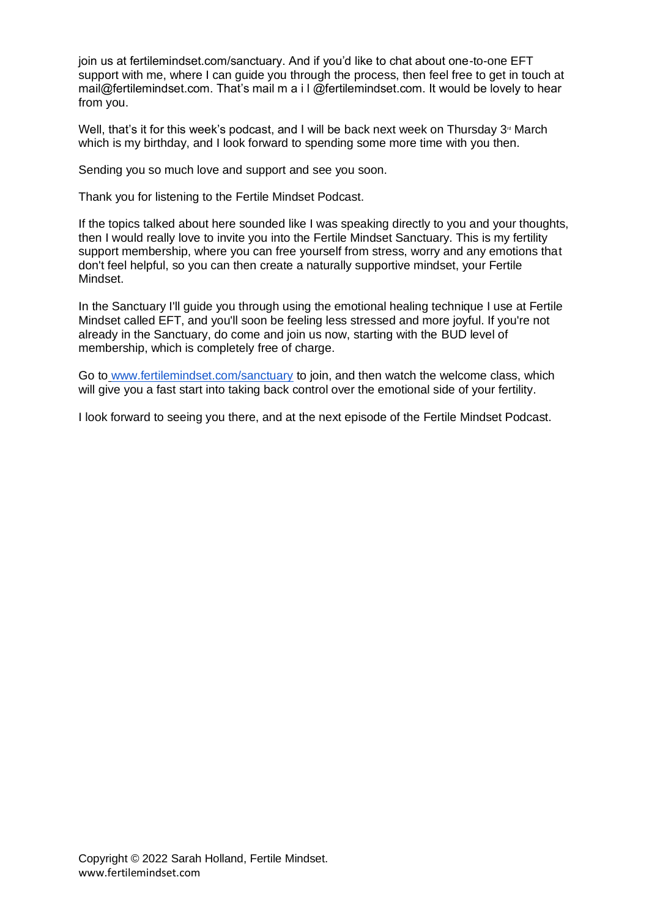join us at fertilemindset.com/sanctuary. And if you'd like to chat about one-to-one EFT support with me, where I can guide you through the process, then feel free to get in touch at mail@fertilemindset.com. That's mail m a i l @fertilemindset.com. It would be lovely to hear from you.

Well, that's it for this week's podcast, and I will be back next week on Thursday 3rd March which is my birthday, and I look forward to spending some more time with you then.

Sending you so much love and support and see you soon.

Thank you for listening to the Fertile Mindset Podcast.

If the topics talked about here sounded like I was speaking directly to you and your thoughts, then I would really love to invite you into the Fertile Mindset Sanctuary. This is my fertility support membership, where you can free yourself from stress, worry and any emotions that don't feel helpful, so you can then create a naturally supportive mindset, your Fertile Mindset.

In the Sanctuary I'll guide you through using the emotional healing technique I use at Fertile Mindset called EFT, and you'll soon be feeling less stressed and more joyful. If you're not already in the Sanctuary, do come and join us now, starting with the BUD level of membership, which is completely free of charge.

Go to [www.fertilemindset.com/sanctuary](http://www.fertilemindset.com/sanctuary) to join, and then watch the welcome class, which will give you a fast start into taking back control over the emotional side of your fertility.

I look forward to seeing you there, and at the next episode of the Fertile Mindset Podcast.

Copyright © 2022 Sarah Holland, Fertile Mindset.
www.fertilemindset.com